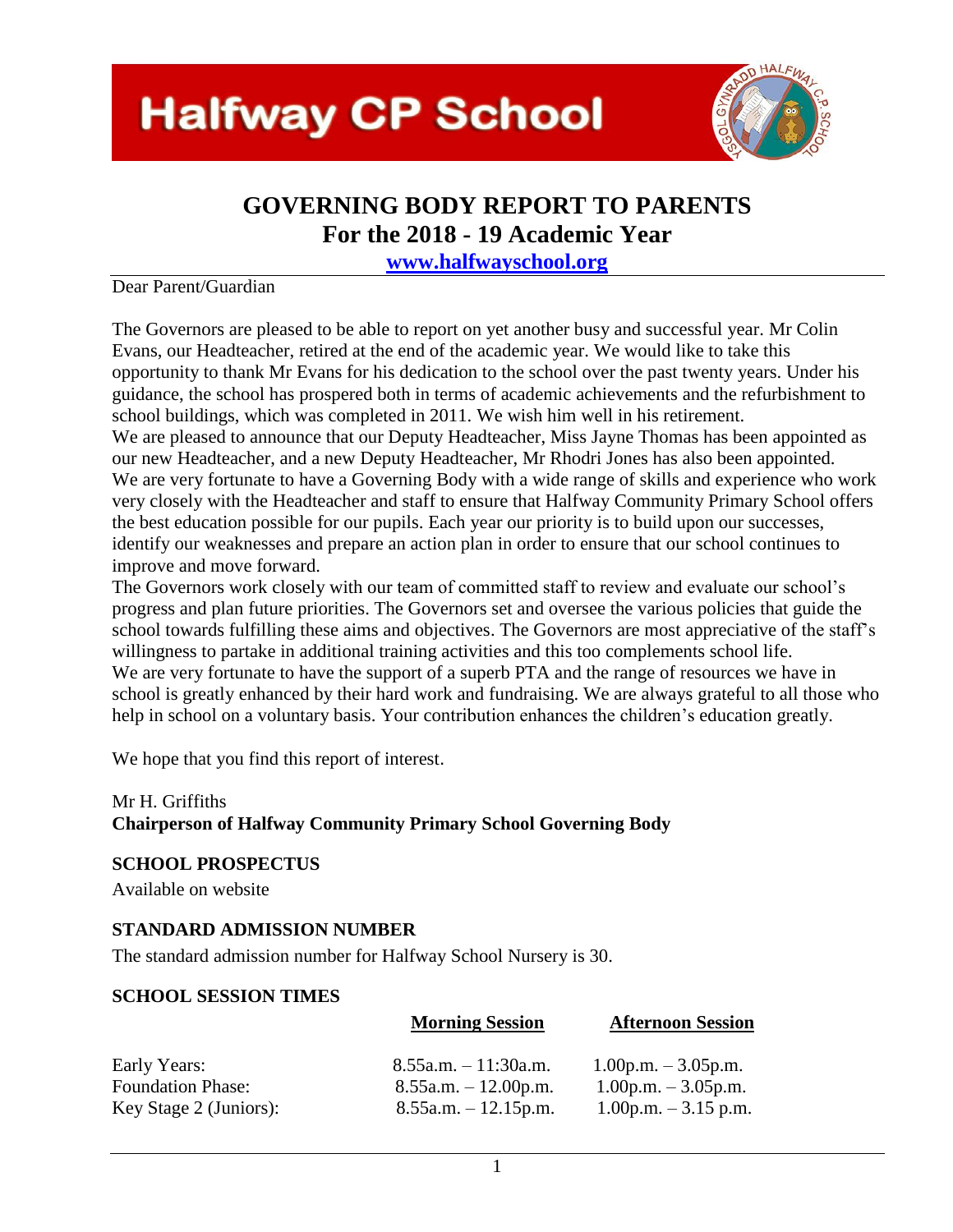# Halfway CP School

## GOVERNING BODY REPORT TO PARENTS
## For the 2018 - 19 Academic Year

[www.halfwayschool.org](http://www.halfwayschool.org)

Dear Parent/Guardian

The Governors are pleased to be able to report on yet another busy and successful year. Mr Colin Evans, our Headteacher, retired at the end of the academic year. We would like to take this opportunity to thank Mr Evans for his dedication to the school over the past twenty years. Under his guidance, the school has prospered both in terms of academic achievements and the refurbishment to school buildings, which was completed in 2011. We wish him well in his retirement.

We are pleased to announce that our Deputy Headteacher, Miss Jayne Thomas has been appointed as our new Headteacher, and a new Deputy Headteacher, Mr Rhodri Jones has also been appointed.

We are very fortunate to have a Governing Body with a wide range of skills and experience who work very closely with the Headteacher and staff to ensure that Halfway Community Primary School offers the best education possible for our pupils. Each year our priority is to build upon our successes, identify our weaknesses and prepare an action plan in order to ensure that our school continues to improve and move forward.

The Governors work closely with our team of committed staff to review and evaluate our school's progress and plan future priorities. The Governors set and oversee the various policies that guide the school towards fulfilling these aims and objectives. The Governors are most appreciative of the staff's willingness to partake in additional training activities and this too complements school life.

We are very fortunate to have the support of a superb PTA and the range of resources we have in school is greatly enhanced by their hard work and fundraising. We are always grateful to all those who help in school on a voluntary basis. Your contribution enhances the children's education greatly.

We hope that you find this report of interest.

Mr H. Griffiths
**Chairperson of Halfway Community Primary School Governing Body**

### SCHOOL PROSPECTUS

Available on website

### STANDARD ADMISSION NUMBER

The standard admission number for Halfway School Nursery is 30.

### SCHOOL SESSION TIMES

| | Morning Session | Afternoon Session |
|---|---|---|
| Early Years: | 8.55a.m. – 11:30a.m. | 1.00p.m. – 3.05p.m. |
| Foundation Phase: | 8.55a.m. – 12.00p.m. | 1.00p.m. – 3.05p.m. |
| Key Stage 2 (Juniors): | 8.55a.m. – 12.15p.m. | 1.00p.m. – 3.15 p.m. |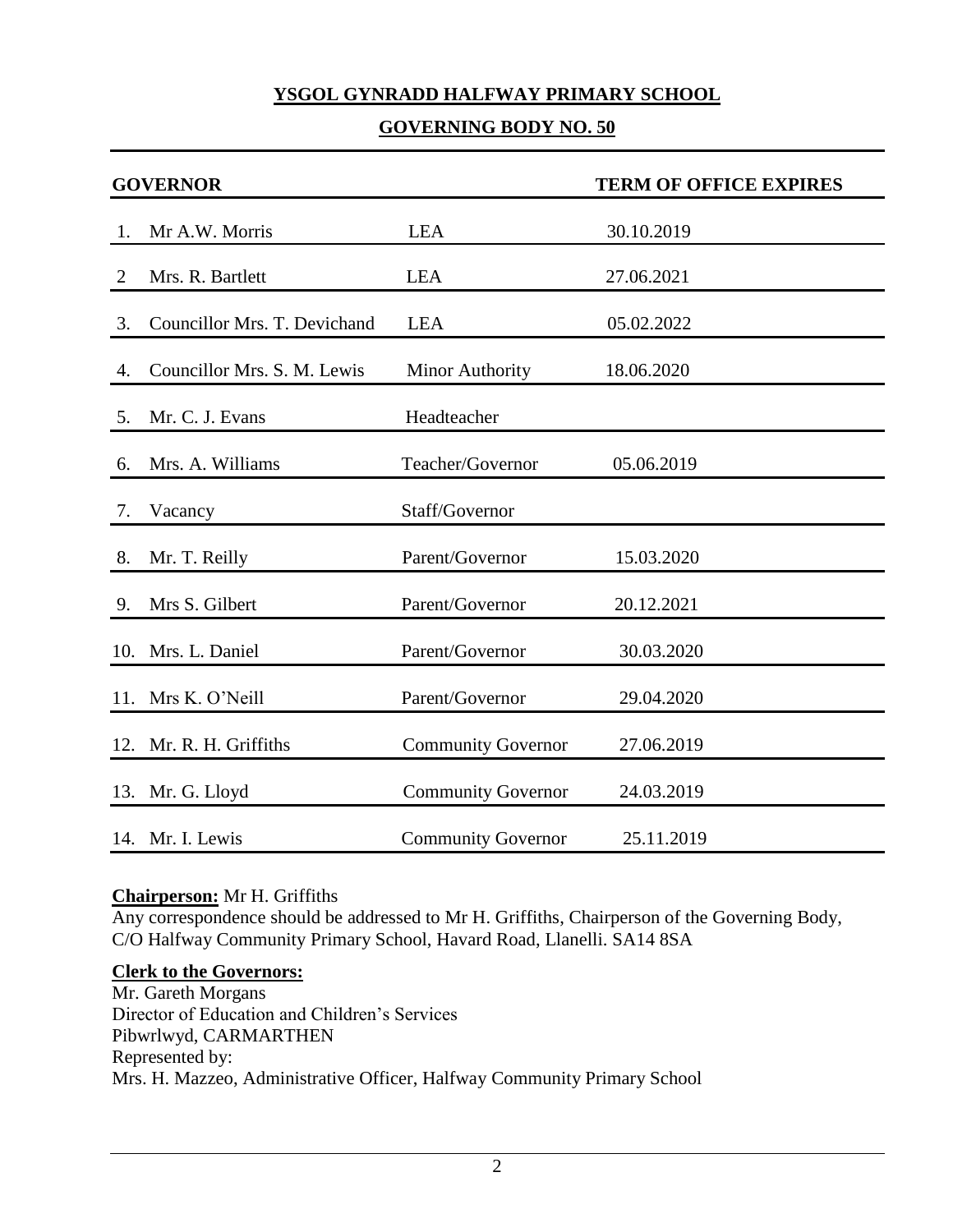# YSGOL GYNRADD HALFWAY PRIMARY SCHOOL

## GOVERNING BODY NO. 50

| GOVERNOR | | | TERM OF OFFICE EXPIRES |
|---|---|---|---|
| 1. | Mr A.W. Morris | LEA | 30.10.2019 |
| 2 | Mrs. R. Bartlett | LEA | 27.06.2021 |
| 3. | Councillor Mrs. T. Devichand | LEA | 05.02.2022 |
| 4. | Councillor Mrs. S. M. Lewis | Minor Authority | 18.06.2020 |
| 5. | Mr. C. J. Evans | Headteacher | |
| 6. | Mrs. A. Williams | Teacher/Governor | 05.06.2019 |
| 7. | Vacancy | Staff/Governor | |
| 8. | Mr. T. Reilly | Parent/Governor | 15.03.2020 |
| 9. | Mrs S. Gilbert | Parent/Governor | 20.12.2021 |
| 10. | Mrs. L. Daniel | Parent/Governor | 30.03.2020 |
| 11. | Mrs K. O'Neill | Parent/Governor | 29.04.2020 |
| 12. | Mr. R. H. Griffiths | Community Governor | 27.06.2019 |
| 13. | Mr. G. Lloyd | Community Governor | 24.03.2019 |
| 14. | Mr. I. Lewis | Community Governor | 25.11.2019 |

**Chairperson:** Mr H. Griffiths

Any correspondence should be addressed to Mr H. Griffiths, Chairperson of the Governing Body, C/O Halfway Community Primary School, Havard Road, Llanelli. SA14 8SA

**Clerk to the Governors:**

Mr. Gareth Morgans
Director of Education and Children's Services
Pibwrlwyd, CARMARTHEN
Represented by:
Mrs. H. Mazzeo, Administrative Officer, Halfway Community Primary School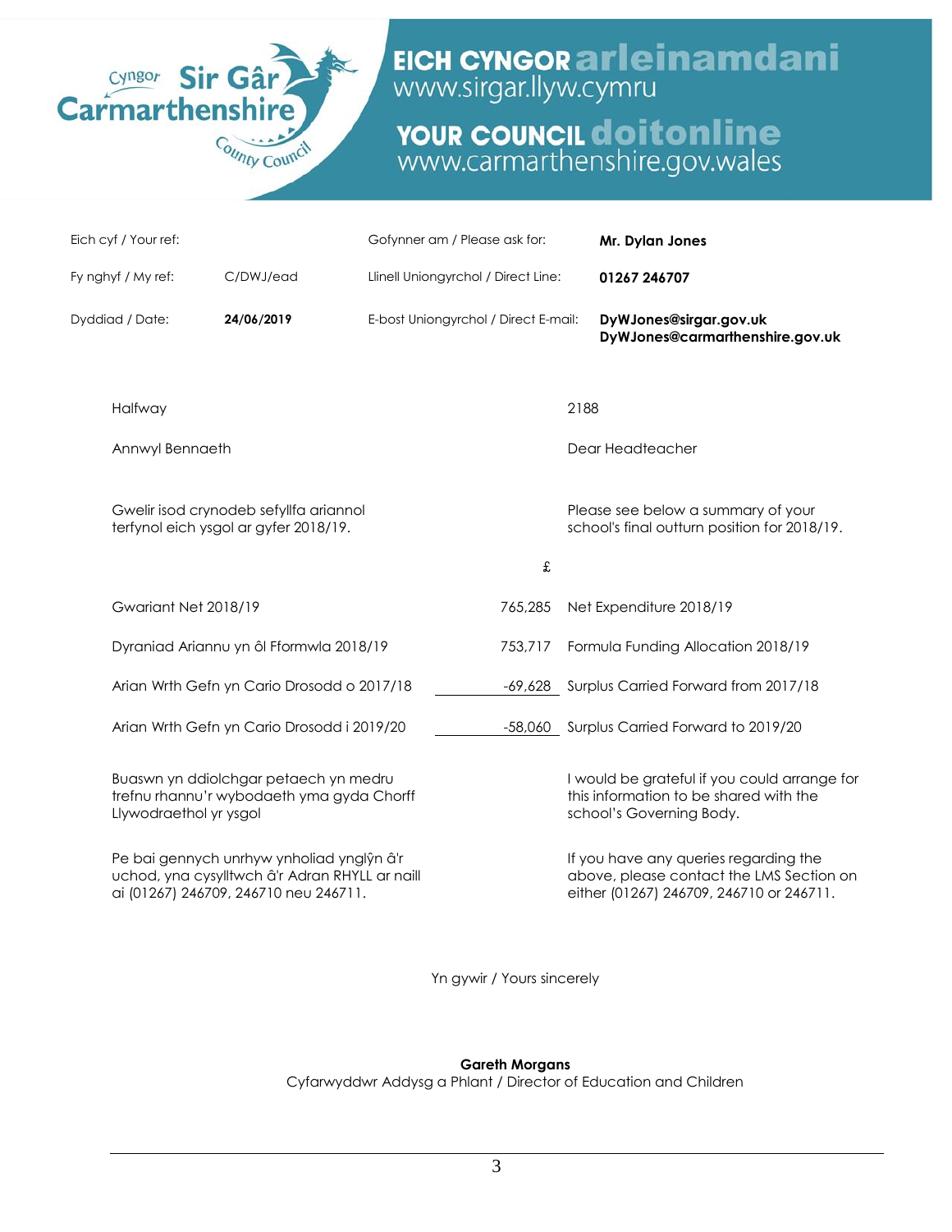Cyngor Sir Gâr Carmarthenshire County Council

**EICH CYNGOR arleinamdani**
www.sirgar.llyw.cymru

**YOUR COUNCIL doitonline**
www.carmarthenshire.gov.wales

| | | | |
|---|---|---|---|
| Eich cyf / Your ref: | | Gofynner am / Please ask for: | **Mr. Dylan Jones** |
| Fy nghyf / My ref: | C/DWJ/ead | Llinell Uniongyrchol / Direct Line: | **01267 246707** |
| Dyddiad / Date: | **24/06/2019** | E-bost Uniongyrchol / Direct E-mail: | **DyWJones@sirgar.gov.uk** **DyWJones@carmarthenshire.gov.uk** |

Halfway — 2188

Annwyl Bennaeth — Dear Headteacher

Gwelir isod crynodeb sefyllfa ariannol terfynol eich ysgol ar gyfer 2018/19.

Please see below a summary of your school's final outturn position for 2018/19.

| | £ | |
|---|---|---|
| Gwariant Net 2018/19 | 765,285 | Net Expenditure 2018/19 |
| Dyraniad Ariannu yn ôl Fformwla 2018/19 | 753,717 | Formula Funding Allocation 2018/19 |
| Arian Wrth Gefn yn Cario Drosodd o 2017/18 | -69,628 | Surplus Carried Forward from 2017/18 |
| Arian Wrth Gefn yn Cario Drosodd i 2019/20 | -58,060 | Surplus Carried Forward to 2019/20 |

Buaswn yn ddiolchgar petaech yn medru trefnu rhannu'r wybodaeth yma gyda Chorff Llywodraethol yr ysgol

I would be grateful if you could arrange for this information to be shared with the school's Governing Body.

Pe bai gennych unrhyw ynholiad ynglŷn â'r uchod, yna cysylltwch â'r Adran RHYLL ar naill ai (01267) 246709, 246710 neu 246711.

If you have any queries regarding the above, please contact the LMS Section on either (01267) 246709, 246710 or 246711.

Yn gywir / Yours sincerely

**Gareth Morgans**
Cyfarwyddwr Addysg a Phlant / Director of Education and Children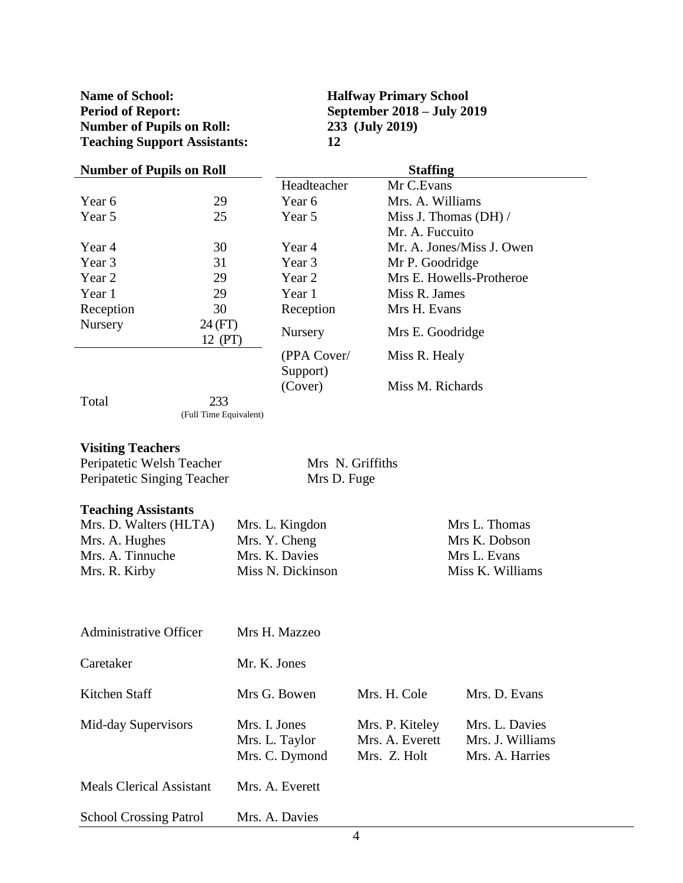**Name of School:** **Halfway Primary School**
**Period of Report:** **September 2018 – July 2019**
**Number of Pupils on Roll:** **233 (July 2019)**
**Teaching Support Assistants:** **12**

| **Number of Pupils on Roll** | | **Staffing** | |
|---|---|---|---|
| | | Headteacher | Mr C.Evans |
| Year 6 | 29 | Year 6 | Mrs. A. Williams |
| Year 5 | 25 | Year 5 | Miss J. Thomas (DH) / Mr. A. Fuccuito |
| Year 4 | 30 | Year 4 | Mr. A. Jones/Miss J. Owen |
| Year 3 | 31 | Year 3 | Mr P. Goodridge |
| Year 2 | 29 | Year 2 | Mrs E. Howells-Protheroe |
| Year 1 | 29 | Year 1 | Miss R. James |
| Reception | 30 | Reception | Mrs H. Evans |
| Nursery | 24 (FT) 12 (PT) | Nursery | Mrs E. Goodridge |
| | | (PPA Cover/ Support) | Miss R. Healy |
| | | (Cover) | Miss M. Richards |
| Total | 233 (Full Time Equivalent) | | |

**Visiting Teachers**

| | |
|---|---|
| Peripatetic Welsh Teacher | Mrs N. Griffiths |
| Peripatetic Singing Teacher | Mrs D. Fuge |

**Teaching Assistants**

| | | |
|---|---|---|
| Mrs. D. Walters (HLTA) | Mrs. L. Kingdon | Mrs L. Thomas |
| Mrs. A. Hughes | Mrs. Y. Cheng | Mrs K. Dobson |
| Mrs. A. Tinnuche | Mrs. K. Davies | Mrs L. Evans |
| Mrs. R. Kirby | Miss N. Dickinson | Miss K. Williams |

| | | | |
|---|---|---|---|
| Administrative Officer | Mrs H. Mazzeo | | |
| Caretaker | Mr. K. Jones | | |
| Kitchen Staff | Mrs G. Bowen | Mrs. H. Cole | Mrs. D. Evans |
| Mid-day Supervisors | Mrs. I. Jones | Mrs. P. Kiteley | Mrs. L. Davies |
| | Mrs. L. Taylor | Mrs. A. Everett | Mrs. J. Williams |
| | Mrs. C. Dymond | Mrs. Z. Holt | Mrs. A. Harries |
| Meals Clerical Assistant | Mrs. A. Everett | | |
| School Crossing Patrol | Mrs. A. Davies | | |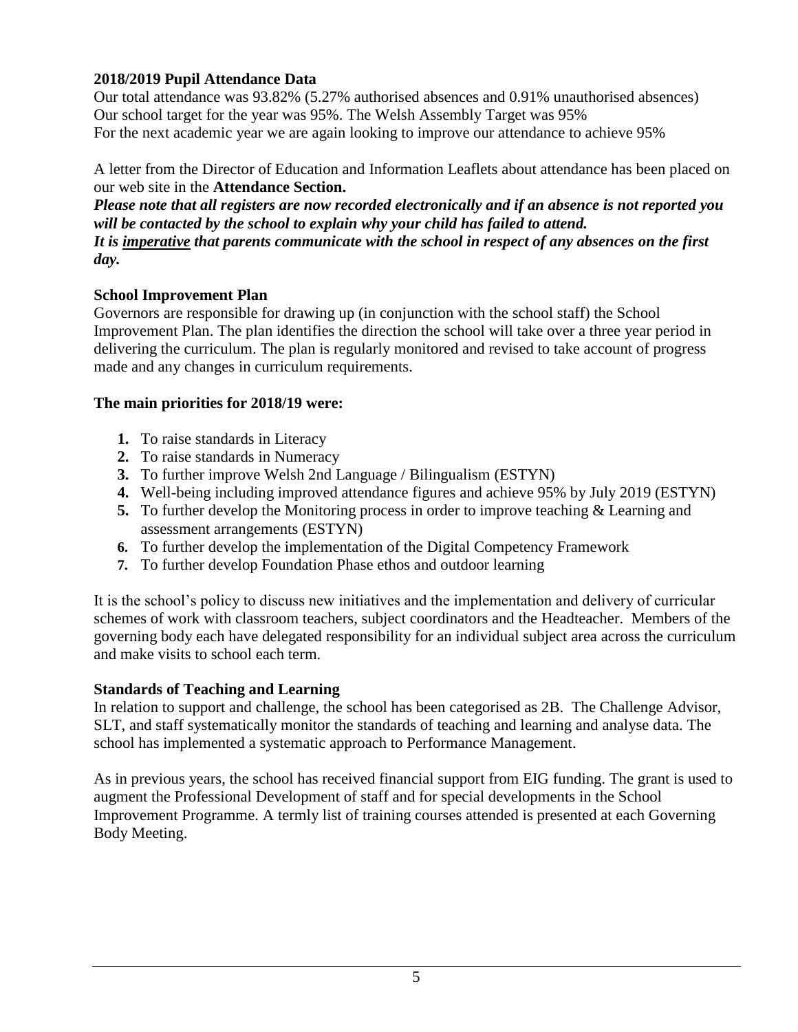## 2018/2019 Pupil Attendance Data

Our total attendance was 93.82% (5.27% authorised absences and 0.91% unauthorised absences)
Our school target for the year was 95%. The Welsh Assembly Target was 95%
For the next academic year we are again looking to improve our attendance to achieve 95%

A letter from the Director of Education and Information Leaflets about attendance has been placed on our web site in the **Attendance Section.**

***Please note that all registers are now recorded electronically and if an absence is not reported you will be contacted by the school to explain why your child has failed to attend.***

***It is <u>imperative</u> that parents communicate with the school in respect of any absences on the first day.***

## School Improvement Plan

Governors are responsible for drawing up (in conjunction with the school staff) the School Improvement Plan. The plan identifies the direction the school will take over a three year period in delivering the curriculum. The plan is regularly monitored and revised to take account of progress made and any changes in curriculum requirements.

### The main priorities for 2018/19 were:

1. To raise standards in Literacy
2. To raise standards in Numeracy
3. To further improve Welsh 2nd Language / Bilingualism (ESTYN)
4. Well-being including improved attendance figures and achieve 95% by July 2019 (ESTYN)
5. To further develop the Monitoring process in order to improve teaching & Learning and assessment arrangements (ESTYN)
6. To further develop the implementation of the Digital Competency Framework
7. To further develop Foundation Phase ethos and outdoor learning

It is the school's policy to discuss new initiatives and the implementation and delivery of curricular schemes of work with classroom teachers, subject coordinators and the Headteacher. Members of the governing body each have delegated responsibility for an individual subject area across the curriculum and make visits to school each term.

## Standards of Teaching and Learning

In relation to support and challenge, the school has been categorised as 2B. The Challenge Advisor, SLT, and staff systematically monitor the standards of teaching and learning and analyse data. The school has implemented a systematic approach to Performance Management.

As in previous years, the school has received financial support from EIG funding. The grant is used to augment the Professional Development of staff and for special developments in the School Improvement Programme. A termly list of training courses attended is presented at each Governing Body Meeting.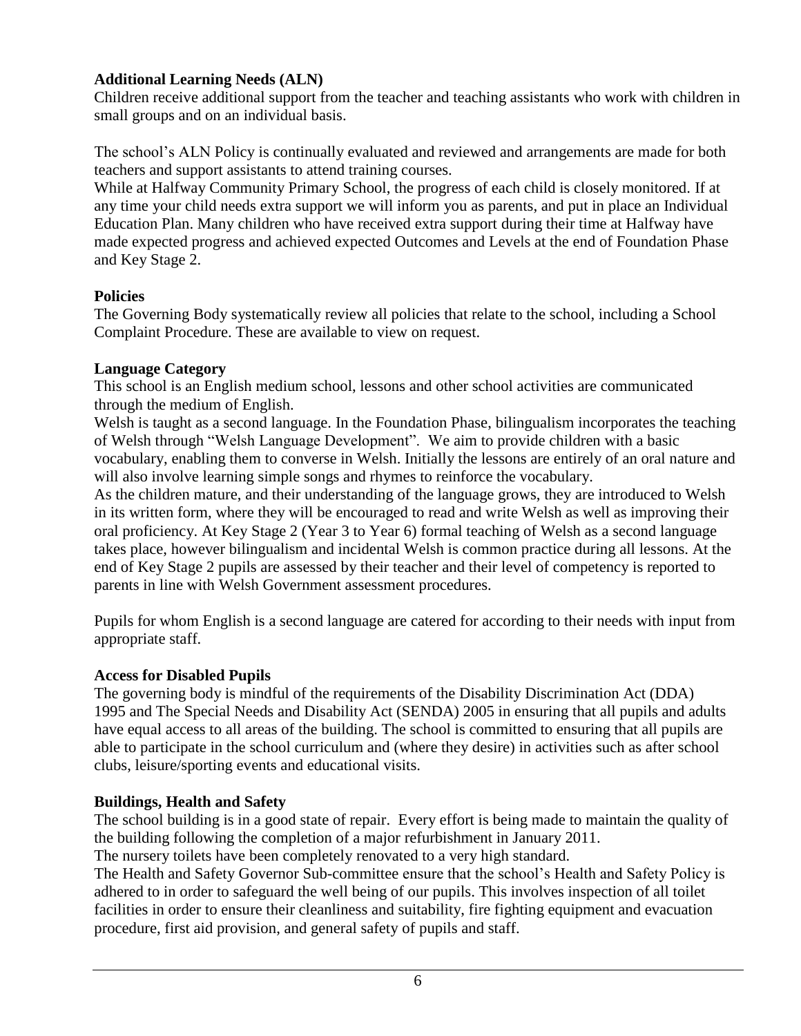**Additional Learning Needs (ALN)**

Children receive additional support from the teacher and teaching assistants who work with children in small groups and on an individual basis.

The school's ALN Policy is continually evaluated and reviewed and arrangements are made for both teachers and support assistants to attend training courses.

While at Halfway Community Primary School, the progress of each child is closely monitored. If at any time your child needs extra support we will inform you as parents, and put in place an Individual Education Plan. Many children who have received extra support during their time at Halfway have made expected progress and achieved expected Outcomes and Levels at the end of Foundation Phase and Key Stage 2.

**Policies**

The Governing Body systematically review all policies that relate to the school, including a School Complaint Procedure. These are available to view on request.

**Language Category**

This school is an English medium school, lessons and other school activities are communicated through the medium of English.

Welsh is taught as a second language. In the Foundation Phase, bilingualism incorporates the teaching of Welsh through "Welsh Language Development". We aim to provide children with a basic vocabulary, enabling them to converse in Welsh. Initially the lessons are entirely of an oral nature and will also involve learning simple songs and rhymes to reinforce the vocabulary.

As the children mature, and their understanding of the language grows, they are introduced to Welsh in its written form, where they will be encouraged to read and write Welsh as well as improving their oral proficiency. At Key Stage 2 (Year 3 to Year 6) formal teaching of Welsh as a second language takes place, however bilingualism and incidental Welsh is common practice during all lessons. At the end of Key Stage 2 pupils are assessed by their teacher and their level of competency is reported to parents in line with Welsh Government assessment procedures.

Pupils for whom English is a second language are catered for according to their needs with input from appropriate staff.

**Access for Disabled Pupils**

The governing body is mindful of the requirements of the Disability Discrimination Act (DDA) 1995 and The Special Needs and Disability Act (SENDA) 2005 in ensuring that all pupils and adults have equal access to all areas of the building. The school is committed to ensuring that all pupils are able to participate in the school curriculum and (where they desire) in activities such as after school clubs, leisure/sporting events and educational visits.

**Buildings, Health and Safety**

The school building is in a good state of repair. Every effort is being made to maintain the quality of the building following the completion of a major refurbishment in January 2011.

The nursery toilets have been completely renovated to a very high standard.

The Health and Safety Governor Sub-committee ensure that the school's Health and Safety Policy is adhered to in order to safeguard the well being of our pupils. This involves inspection of all toilet facilities in order to ensure their cleanliness and suitability, fire fighting equipment and evacuation procedure, first aid provision, and general safety of pupils and staff.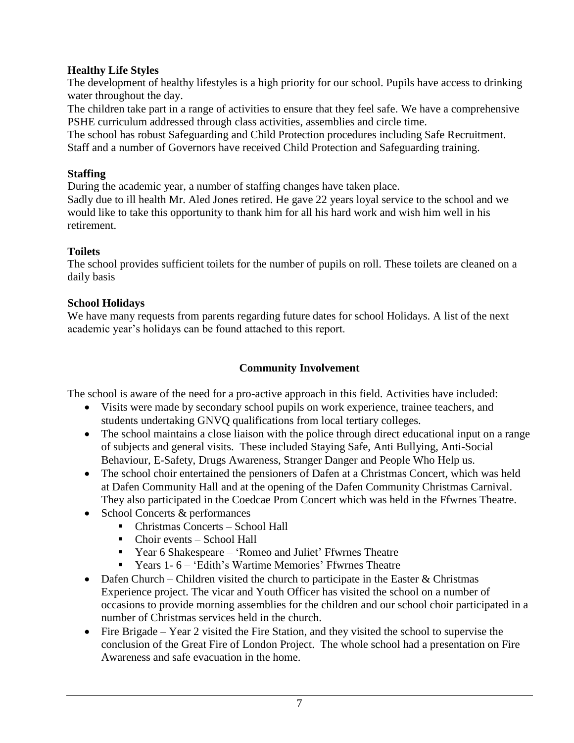**Healthy Life Styles**

The development of healthy lifestyles is a high priority for our school. Pupils have access to drinking water throughout the day.

The children take part in a range of activities to ensure that they feel safe. We have a comprehensive PSHE curriculum addressed through class activities, assemblies and circle time.

The school has robust Safeguarding and Child Protection procedures including Safe Recruitment. Staff and a number of Governors have received Child Protection and Safeguarding training.

**Staffing**

During the academic year, a number of staffing changes have taken place.

Sadly due to ill health Mr. Aled Jones retired. He gave 22 years loyal service to the school and we would like to take this opportunity to thank him for all his hard work and wish him well in his retirement.

**Toilets**

The school provides sufficient toilets for the number of pupils on roll. These toilets are cleaned on a daily basis

**School Holidays**

We have many requests from parents regarding future dates for school Holidays. A list of the next academic year's holidays can be found attached to this report.

## Community Involvement

The school is aware of the need for a pro-active approach in this field. Activities have included:

- Visits were made by secondary school pupils on work experience, trainee teachers, and students undertaking GNVQ qualifications from local tertiary colleges.
- The school maintains a close liaison with the police through direct educational input on a range of subjects and general visits. These included Staying Safe, Anti Bullying, Anti-Social Behaviour, E-Safety, Drugs Awareness, Stranger Danger and People Who Help us.
- The school choir entertained the pensioners of Dafen at a Christmas Concert, which was held at Dafen Community Hall and at the opening of the Dafen Community Christmas Carnival. They also participated in the Coedcae Prom Concert which was held in the Ffwrnes Theatre.
- School Concerts & performances
  - Christmas Concerts – School Hall
  - Choir events – School Hall
  - Year 6 Shakespeare – 'Romeo and Juliet' Ffwrnes Theatre
  - Years 1- 6 – 'Edith's Wartime Memories' Ffwrnes Theatre
- Dafen Church – Children visited the church to participate in the Easter & Christmas Experience project. The vicar and Youth Officer has visited the school on a number of occasions to provide morning assemblies for the children and our school choir participated in a number of Christmas services held in the church.
- Fire Brigade – Year 2 visited the Fire Station, and they visited the school to supervise the conclusion of the Great Fire of London Project. The whole school had a presentation on Fire Awareness and safe evacuation in the home.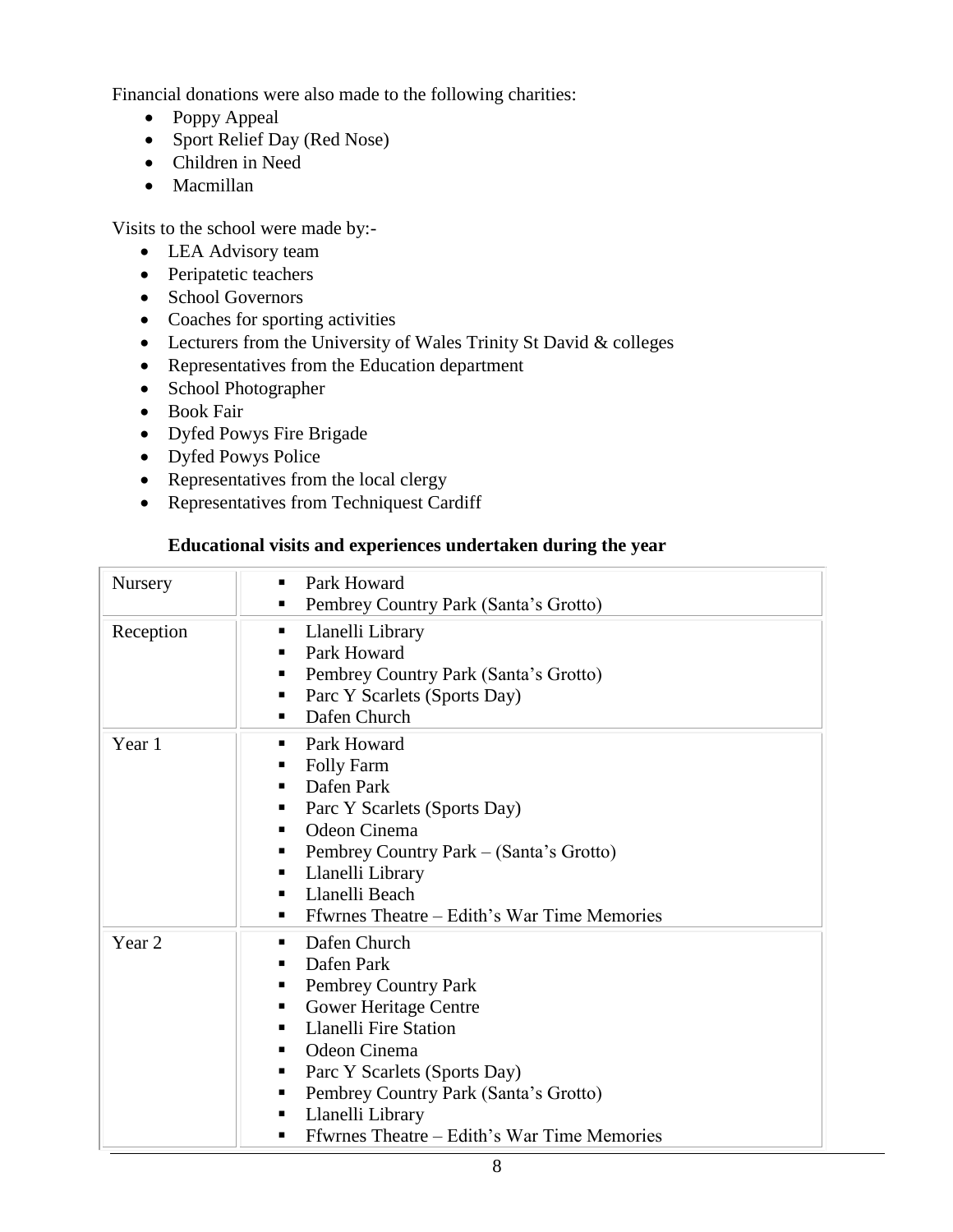Financial donations were also made to the following charities:

- Poppy Appeal
- Sport Relief Day (Red Nose)
- Children in Need
- Macmillan

Visits to the school were made by:-

- LEA Advisory team
- Peripatetic teachers
- School Governors
- Coaches for sporting activities
- Lecturers from the University of Wales Trinity St David & colleges
- Representatives from the Education department
- School Photographer
- Book Fair
- Dyfed Powys Fire Brigade
- Dyfed Powys Police
- Representatives from the local clergy
- Representatives from Techniquest Cardiff

**Educational visits and experiences undertaken during the year**

| | |
|---|---|
| Nursery | ▪ Park Howard<br>▪ Pembrey Country Park (Santa's Grotto) |
| Reception | ▪ Llanelli Library<br>▪ Park Howard<br>▪ Pembrey Country Park (Santa's Grotto)<br>▪ Parc Y Scarlets (Sports Day)<br>▪ Dafen Church |
| Year 1 | ▪ Park Howard<br>▪ Folly Farm<br>▪ Dafen Park<br>▪ Parc Y Scarlets (Sports Day)<br>▪ Odeon Cinema<br>▪ Pembrey Country Park – (Santa's Grotto)<br>▪ Llanelli Library<br>▪ Llanelli Beach<br>▪ Ffwrnes Theatre – Edith's War Time Memories |
| Year 2 | ▪ Dafen Church<br>▪ Dafen Park<br>▪ Pembrey Country Park<br>▪ Gower Heritage Centre<br>▪ Llanelli Fire Station<br>▪ Odeon Cinema<br>▪ Parc Y Scarlets (Sports Day)<br>▪ Pembrey Country Park (Santa's Grotto)<br>▪ Llanelli Library<br>▪ Ffwrnes Theatre – Edith's War Time Memories |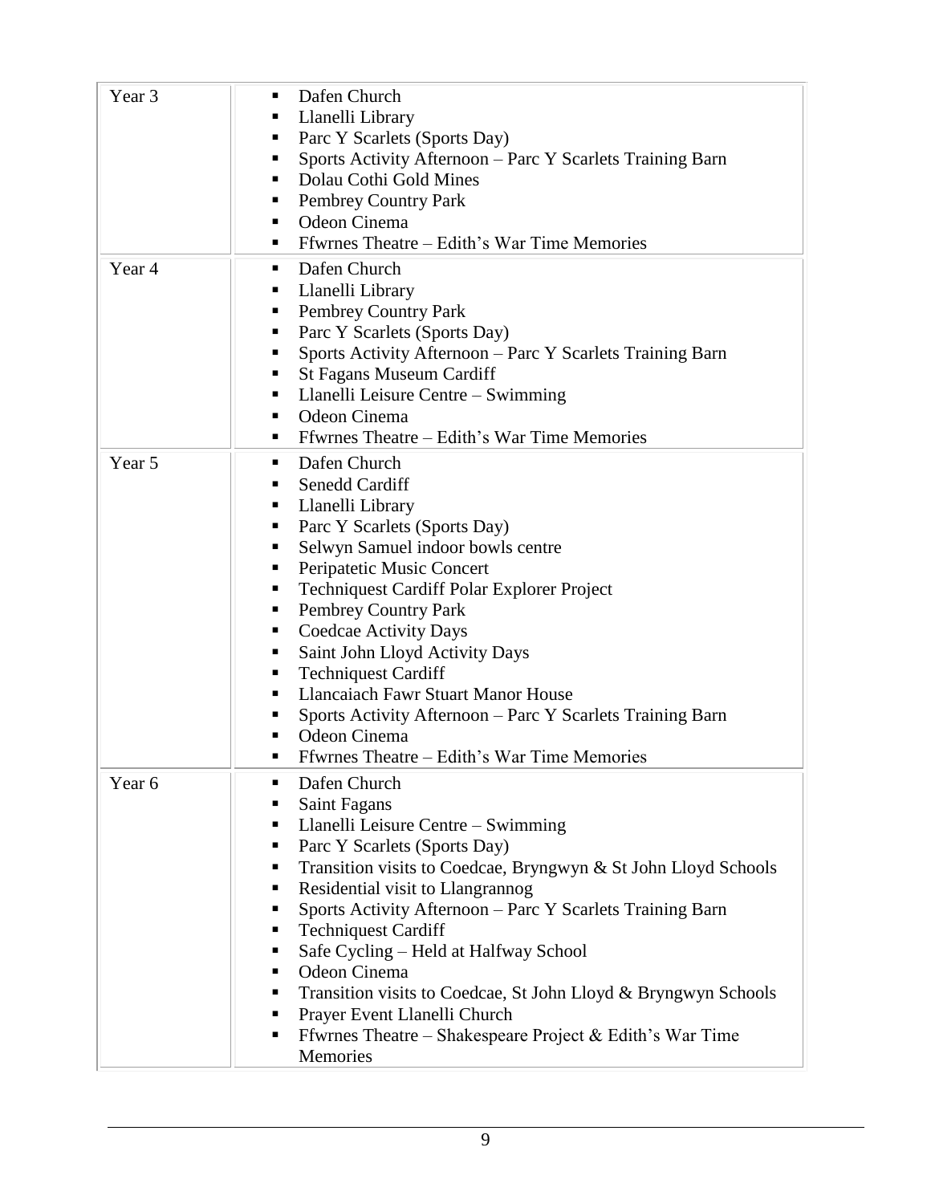| | |
|---|---|
| Year 3 | ▪ Dafen Church<br>▪ Llanelli Library<br>▪ Parc Y Scarlets (Sports Day)<br>▪ Sports Activity Afternoon – Parc Y Scarlets Training Barn<br>▪ Dolau Cothi Gold Mines<br>▪ Pembrey Country Park<br>▪ Odeon Cinema<br>▪ Ffwrnes Theatre – Edith's War Time Memories |
| Year 4 | ▪ Dafen Church<br>▪ Llanelli Library<br>▪ Pembrey Country Park<br>▪ Parc Y Scarlets (Sports Day)<br>▪ Sports Activity Afternoon – Parc Y Scarlets Training Barn<br>▪ St Fagans Museum Cardiff<br>▪ Llanelli Leisure Centre – Swimming<br>▪ Odeon Cinema<br>▪ Ffwrnes Theatre – Edith's War Time Memories |
| Year 5 | ▪ Dafen Church<br>▪ Senedd Cardiff<br>▪ Llanelli Library<br>▪ Parc Y Scarlets (Sports Day)<br>▪ Selwyn Samuel indoor bowls centre<br>▪ Peripatetic Music Concert<br>▪ Techniquest Cardiff Polar Explorer Project<br>▪ Pembrey Country Park<br>▪ Coedcae Activity Days<br>▪ Saint John Lloyd Activity Days<br>▪ Techniquest Cardiff<br>▪ Llancaiach Fawr Stuart Manor House<br>▪ Sports Activity Afternoon – Parc Y Scarlets Training Barn<br>▪ Odeon Cinema<br>▪ Ffwrnes Theatre – Edith's War Time Memories |
| Year 6 | ▪ Dafen Church<br>▪ Saint Fagans<br>▪ Llanelli Leisure Centre – Swimming<br>▪ Parc Y Scarlets (Sports Day)<br>▪ Transition visits to Coedcae, Bryngwyn & St John Lloyd Schools<br>▪ Residential visit to Llangrannog<br>▪ Sports Activity Afternoon – Parc Y Scarlets Training Barn<br>▪ Techniquest Cardiff<br>▪ Safe Cycling – Held at Halfway School<br>▪ Odeon Cinema<br>▪ Transition visits to Coedcae, St John Lloyd & Bryngwyn Schools<br>▪ Prayer Event Llanelli Church<br>▪ Ffwrnes Theatre – Shakespeare Project & Edith's War Time Memories |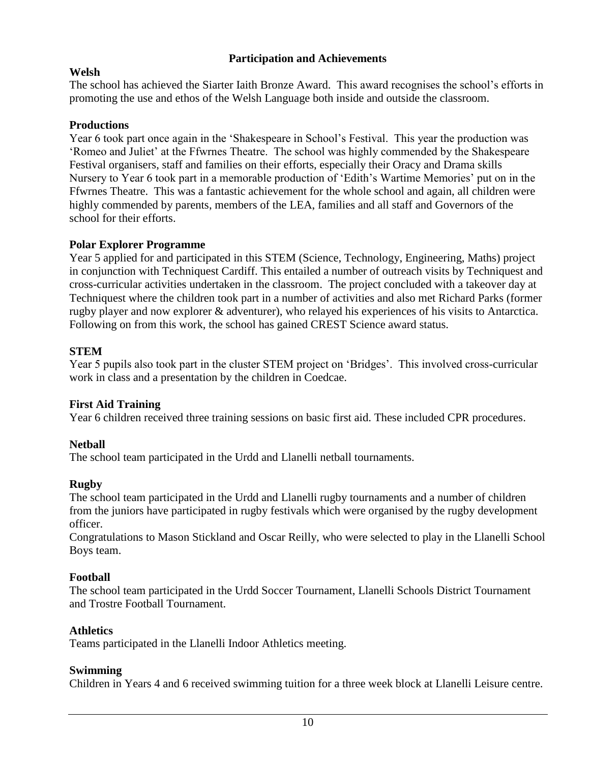## Participation and Achievements

### Welsh

The school has achieved the Siarter Iaith Bronze Award. This award recognises the school's efforts in promoting the use and ethos of the Welsh Language both inside and outside the classroom.

### Productions

Year 6 took part once again in the 'Shakespeare in School's Festival. This year the production was 'Romeo and Juliet' at the Ffwrnes Theatre. The school was highly commended by the Shakespeare Festival organisers, staff and families on their efforts, especially their Oracy and Drama skills Nursery to Year 6 took part in a memorable production of 'Edith's Wartime Memories' put on in the Ffwrnes Theatre. This was a fantastic achievement for the whole school and again, all children were highly commended by parents, members of the LEA, families and all staff and Governors of the school for their efforts.

### Polar Explorer Programme

Year 5 applied for and participated in this STEM (Science, Technology, Engineering, Maths) project in conjunction with Techniquest Cardiff. This entailed a number of outreach visits by Techniquest and cross-curricular activities undertaken in the classroom. The project concluded with a takeover day at Techniquest where the children took part in a number of activities and also met Richard Parks (former rugby player and now explorer & adventurer), who relayed his experiences of his visits to Antarctica. Following on from this work, the school has gained CREST Science award status.

### STEM

Year 5 pupils also took part in the cluster STEM project on 'Bridges'. This involved cross-curricular work in class and a presentation by the children in Coedcae.

### First Aid Training

Year 6 children received three training sessions on basic first aid. These included CPR procedures.

### Netball

The school team participated in the Urdd and Llanelli netball tournaments.

### Rugby

The school team participated in the Urdd and Llanelli rugby tournaments and a number of children from the juniors have participated in rugby festivals which were organised by the rugby development officer.

Congratulations to Mason Stickland and Oscar Reilly, who were selected to play in the Llanelli School Boys team.

### Football

The school team participated in the Urdd Soccer Tournament, Llanelli Schools District Tournament and Trostre Football Tournament.

### Athletics

Teams participated in the Llanelli Indoor Athletics meeting.

### Swimming

Children in Years 4 and 6 received swimming tuition for a three week block at Llanelli Leisure centre.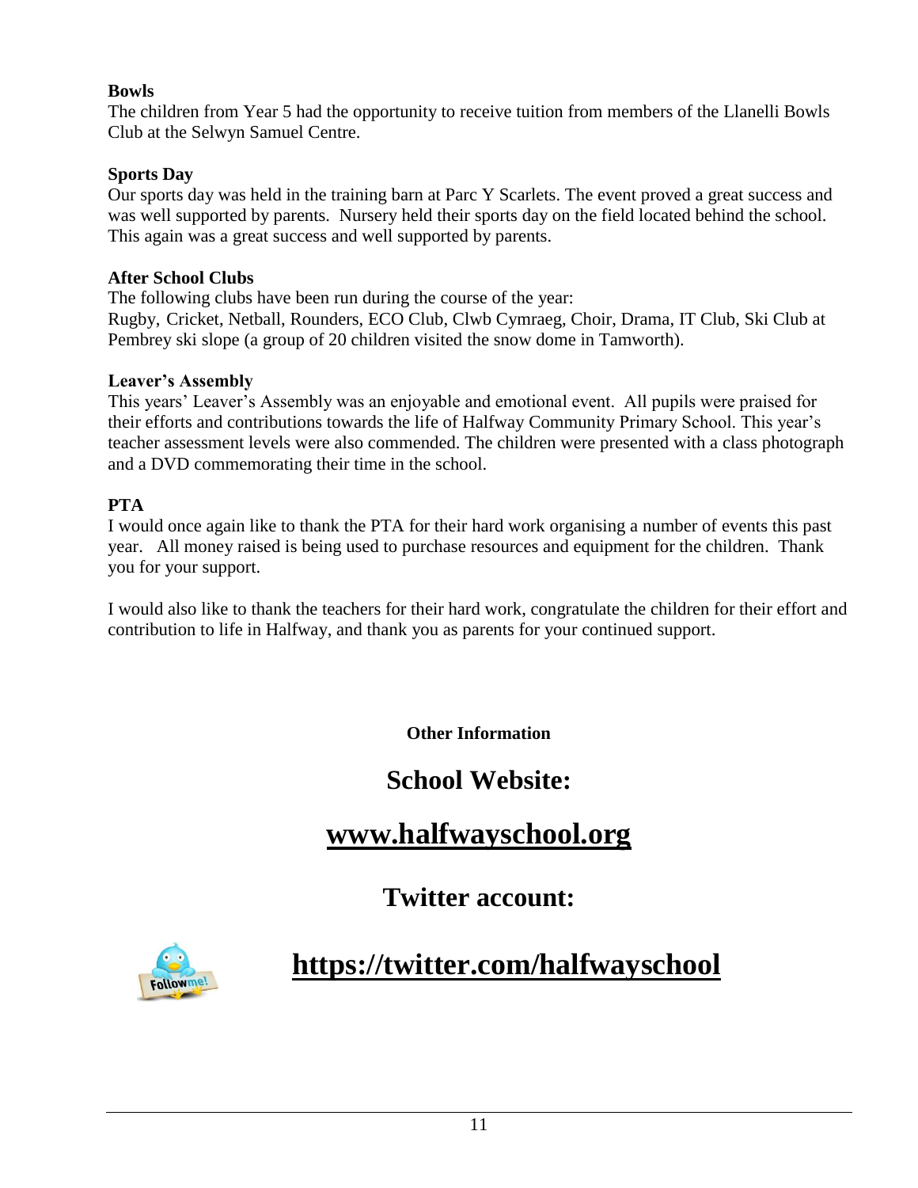**Bowls**

The children from Year 5 had the opportunity to receive tuition from members of the Llanelli Bowls Club at the Selwyn Samuel Centre.

**Sports Day**

Our sports day was held in the training barn at Parc Y Scarlets. The event proved a great success and was well supported by parents. Nursery held their sports day on the field located behind the school. This again was a great success and well supported by parents.

**After School Clubs**

The following clubs have been run during the course of the year:
Rugby, Cricket, Netball, Rounders, ECO Club, Clwb Cymraeg, Choir, Drama, IT Club, Ski Club at Pembrey ski slope (a group of 20 children visited the snow dome in Tamworth).

**Leaver's Assembly**

This years' Leaver's Assembly was an enjoyable and emotional event. All pupils were praised for their efforts and contributions towards the life of Halfway Community Primary School. This year's teacher assessment levels were also commended. The children were presented with a class photograph and a DVD commemorating their time in the school.

**PTA**

I would once again like to thank the PTA for their hard work organising a number of events this past year. All money raised is being used to purchase resources and equipment for the children. Thank you for your support.

I would also like to thank the teachers for their hard work, congratulate the children for their effort and contribution to life in Halfway, and thank you as parents for your continued support.

**Other Information**

## School Website:

## www.halfwayschool.org

## Twitter account:

## https://twitter.com/halfwayschool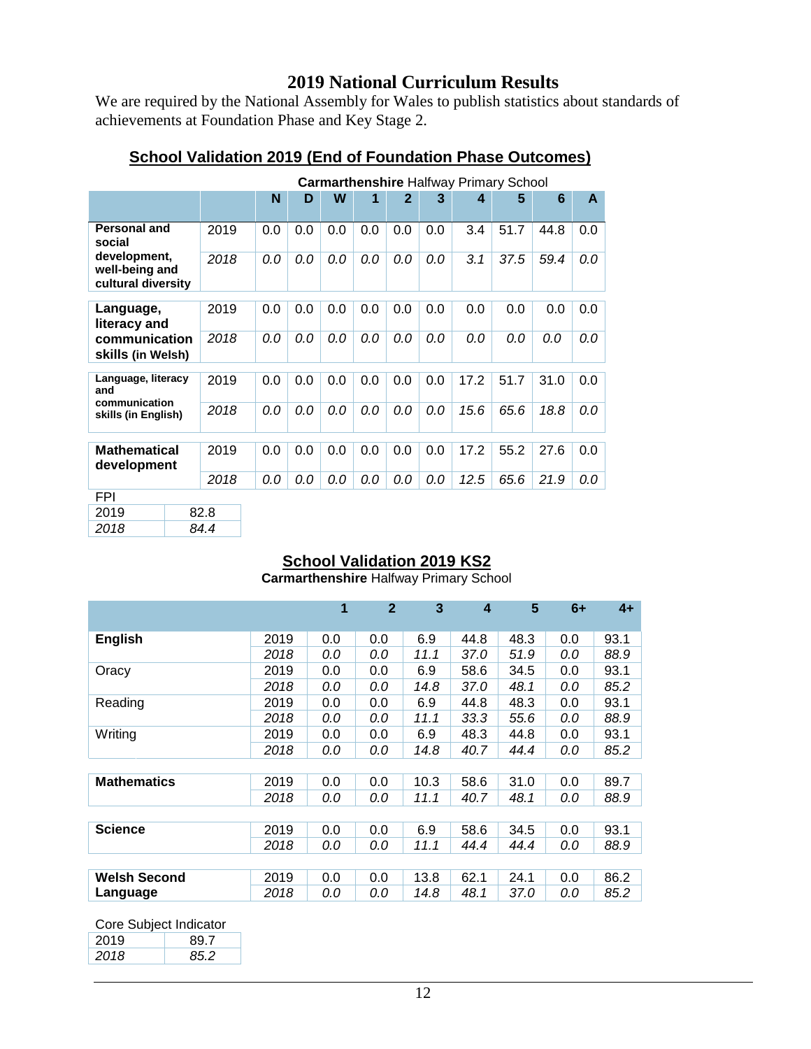## 2019 National Curriculum Results

We are required by the National Assembly for Wales to publish statistics about standards of achievements at Foundation Phase and Key Stage 2.

### School Validation 2019 (End of Foundation Phase Outcomes)

**Carmarthenshire** Halfway Primary School

| | | N | D | W | 1 | 2 | 3 | 4 | 5 | 6 | A |
|---|---|---|---|---|---|---|---|---|---|---|---|
| **Personal and social development, well-being and cultural diversity** | 2019 | 0.0 | 0.0 | 0.0 | 0.0 | 0.0 | 0.0 | 3.4 | 51.7 | 44.8 | 0.0 |
| | *2018* | *0.0* | *0.0* | *0.0* | *0.0* | *0.0* | *0.0* | *3.1* | *37.5* | *59.4* | *0.0* |
| **Language, literacy and communication skills (in Welsh)** | 2019 | 0.0 | 0.0 | 0.0 | 0.0 | 0.0 | 0.0 | 0.0 | 0.0 | 0.0 | 0.0 |
| | *2018* | *0.0* | *0.0* | *0.0* | *0.0* | *0.0* | *0.0* | *0.0* | *0.0* | *0.0* | *0.0* |
| **Language, literacy and communication skills (in English)** | 2019 | 0.0 | 0.0 | 0.0 | 0.0 | 0.0 | 0.0 | 17.2 | 51.7 | 31.0 | 0.0 |
| | *2018* | *0.0* | *0.0* | *0.0* | *0.0* | *0.0* | *0.0* | *15.6* | *65.6* | *18.8* | *0.0* |
| **Mathematical development** | 2019 | 0.0 | 0.0 | 0.0 | 0.0 | 0.0 | 0.0 | 17.2 | 55.2 | 27.6 | 0.0 |
| | *2018* | *0.0* | *0.0* | *0.0* | *0.0* | *0.0* | *0.0* | *12.5* | *65.6* | *21.9* | *0.0* |

FPI

| | |
|---|---|
| 2019 | 82.8 |
| *2018* | *84.4* |

### School Validation 2019 KS2

**Carmarthenshire** Halfway Primary School

| | | 1 | 2 | 3 | 4 | 5 | 6+ | 4+ |
|---|---|---|---|---|---|---|---|---|
| **English** | 2019 | 0.0 | 0.0 | 6.9 | 44.8 | 48.3 | 0.0 | 93.1 |
| | *2018* | *0.0* | *0.0* | *11.1* | *37.0* | *51.9* | *0.0* | *88.9* |
| Oracy | 2019 | 0.0 | 0.0 | 6.9 | 58.6 | 34.5 | 0.0 | 93.1 |
| | *2018* | *0.0* | *0.0* | *14.8* | *37.0* | *48.1* | *0.0* | *85.2* |
| Reading | 2019 | 0.0 | 0.0 | 6.9 | 44.8 | 48.3 | 0.0 | 93.1 |
| | *2018* | *0.0* | *0.0* | *11.1* | *33.3* | *55.6* | *0.0* | *88.9* |
| Writing | 2019 | 0.0 | 0.0 | 6.9 | 48.3 | 44.8 | 0.0 | 93.1 |
| | *2018* | *0.0* | *0.0* | *14.8* | *40.7* | *44.4* | *0.0* | *85.2* |
| **Mathematics** | 2019 | 0.0 | 0.0 | 10.3 | 58.6 | 31.0 | 0.0 | 89.7 |
| | *2018* | *0.0* | *0.0* | *11.1* | *40.7* | *48.1* | *0.0* | *88.9* |
| **Science** | 2019 | 0.0 | 0.0 | 6.9 | 58.6 | 34.5 | 0.0 | 93.1 |
| | *2018* | *0.0* | *0.0* | *11.1* | *44.4* | *44.4* | *0.0* | *88.9* |
| **Welsh Second Language** | 2019 | 0.0 | 0.0 | 13.8 | 62.1 | 24.1 | 0.0 | 86.2 |
| | *2018* | *0.0* | *0.0* | *14.8* | *48.1* | *37.0* | *0.0* | *85.2* |

Core Subject Indicator

| | |
|---|---|
| 2019 | 89.7 |
| *2018* | *85.2* |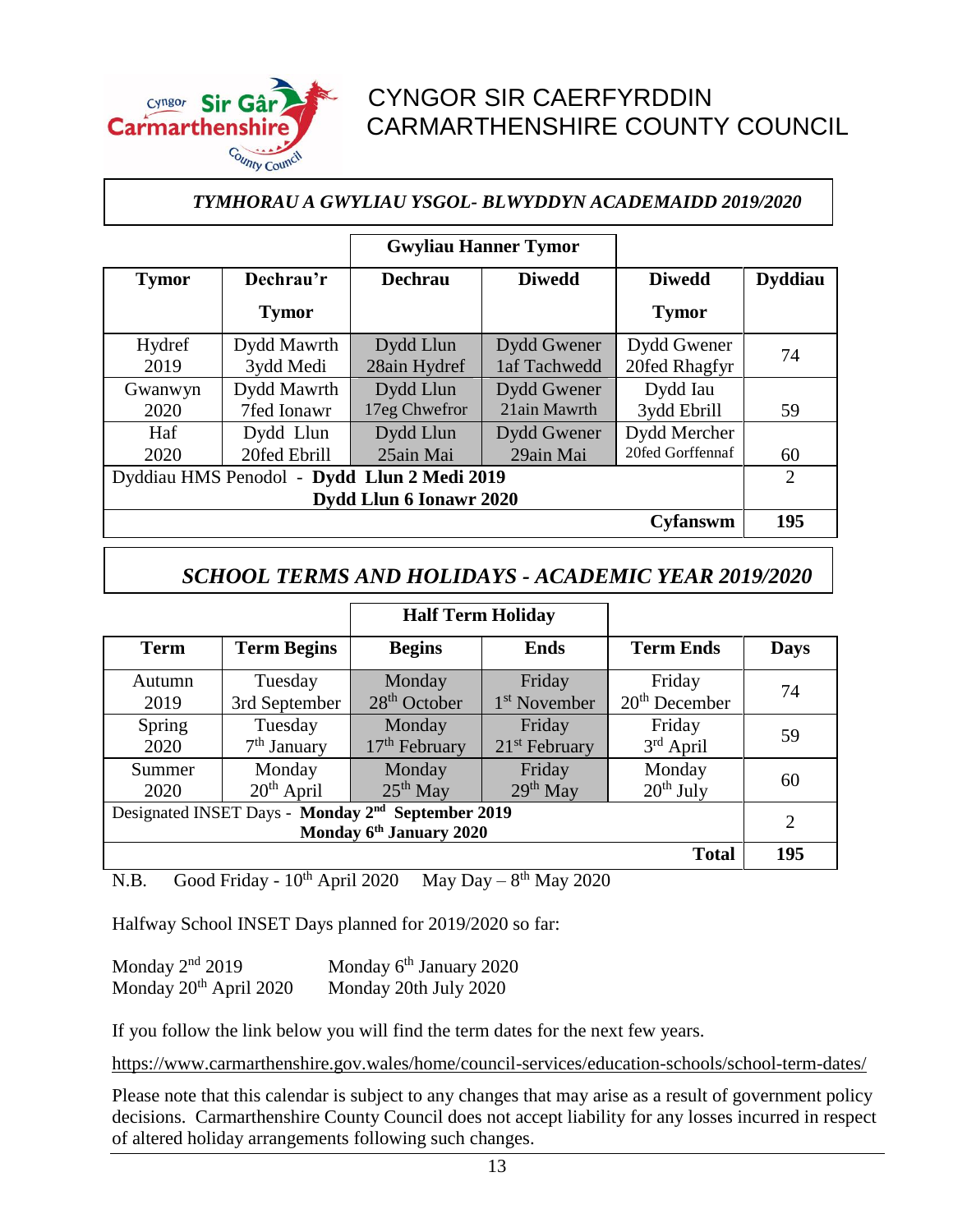# CYNGOR SIR CAERFYRDDIN
# CARMARTHENSHIRE COUNTY COUNCIL

***TYMHORAU A GWYLIAU YSGOL- BLWYDDYN ACADEMAIDD 2019/2020***

| | | Gwyliau Hanner Tymor | | | |
|---|---|---|---|---|---|
| **Tymor** | **Dechrau'r Tymor** | **Dechrau** | **Diwedd** | **Diwedd Tymor** | **Dyddiau** |
| Hydref 2019 | Dydd Mawrth 3ydd Medi | Dydd Llun 28ain Hydref | Dydd Gwener 1af Tachwedd | Dydd Gwener 20fed Rhagfyr | 74 |
| Gwanwyn 2020 | Dydd Mawrth 7fed Ionawr | Dydd Llun 17eg Chwefror | Dydd Gwener 21ain Mawrth | Dydd Iau 3ydd Ebrill | 59 |
| Haf 2020 | Dydd Llun 20fed Ebrill | Dydd Llun 25ain Mai | Dydd Gwener 29ain Mai | Dydd Mercher 20fed Gorffennaf | 60 |
| Dyddiau HMS Penodol - **Dydd Llun 2 Medi 2019** **Dydd Llun 6 Ionawr 2020** | | | | | 2 |
| | | | | **Cyfanswm** | **195** |

***SCHOOL TERMS AND HOLIDAYS - ACADEMIC YEAR 2019/2020***

| | | Half Term Holiday | | | |
|---|---|---|---|---|---|
| **Term** | **Term Begins** | **Begins** | **Ends** | **Term Ends** | **Days** |
| Autumn 2019 | Tuesday 3rd September | Monday 28th October | Friday 1st November | Friday 20th December | 74 |
| Spring 2020 | Tuesday 7th January | Monday 17th February | Friday 21st February | Friday 3rd April | 59 |
| Summer 2020 | Monday 20th April | Monday 25th May | Friday 29th May | Monday 20th July | 60 |
| Designated INSET Days - **Monday 2nd September 2019** **Monday 6th January 2020** | | | | | 2 |
| | | | | **Total** | **195** |

N.B. Good Friday - 10th April 2020 May Day – 8th May 2020

Halfway School INSET Days planned for 2019/2020 so far:

Monday 2nd 2019 Monday 6th January 2020
Monday 20th April 2020 Monday 20th July 2020

If you follow the link below you will find the term dates for the next few years.

https://www.carmarthenshire.gov.wales/home/council-services/education-schools/school-term-dates/

Please note that this calendar is subject to any changes that may arise as a result of government policy decisions. Carmarthenshire County Council does not accept liability for any losses incurred in respect of altered holiday arrangements following such changes.